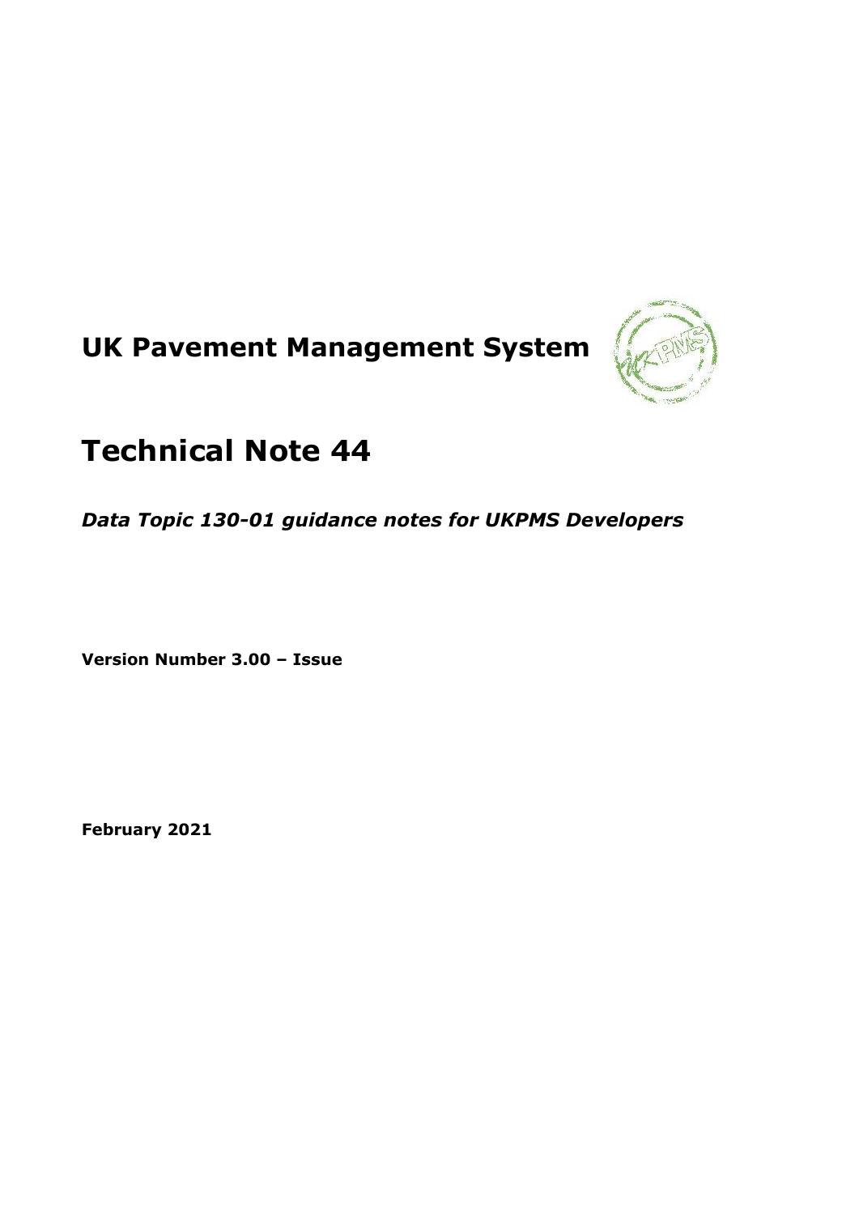# UK Pavement Management System

# Technical Note 44

***Data Topic 130-01 guidance notes for UKPMS Developers***

**Version Number 3.00 – Issue**

**February 2021**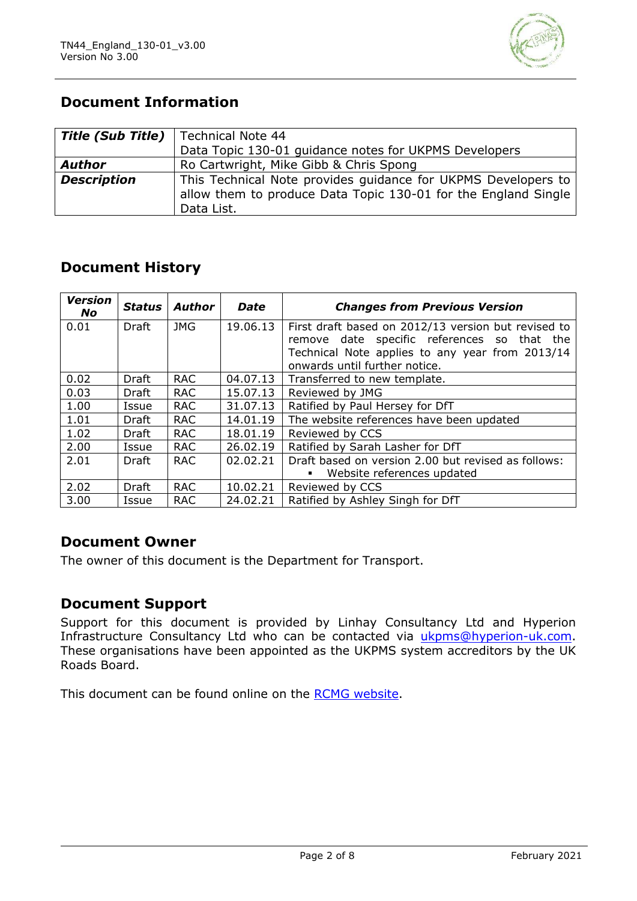## Document Information

| Title (Sub Title) | Technical Note 44<br>Data Topic 130-01 guidance notes for UKPMS Developers |
|---|---|
| **Author** | Ro Cartwright, Mike Gibb & Chris Spong |
| **Description** | This Technical Note provides guidance for UKPMS Developers to allow them to produce Data Topic 130-01 for the England Single Data List. |

## Document History

| Version No | Status | Author | Date | Changes from Previous Version |
|---|---|---|---|---|
| 0.01 | Draft | JMG | 19.06.13 | First draft based on 2012/13 version but revised to remove date specific references so that the Technical Note applies to any year from 2013/14 onwards until further notice. |
| 0.02 | Draft | RAC | 04.07.13 | Transferred to new template. |
| 0.03 | Draft | RAC | 15.07.13 | Reviewed by JMG |
| 1.00 | Issue | RAC | 31.07.13 | Ratified by Paul Hersey for DfT |
| 1.01 | Draft | RAC | 14.01.19 | The website references have been updated |
| 1.02 | Draft | RAC | 18.01.19 | Reviewed by CCS |
| 2.00 | Issue | RAC | 26.02.19 | Ratified by Sarah Lasher for DfT |
| 2.01 | Draft | RAC | 02.02.21 | Draft based on version 2.00 but revised as follows:<br>▪ Website references updated |
| 2.02 | Draft | RAC | 10.02.21 | Reviewed by CCS |
| 3.00 | Issue | RAC | 24.02.21 | Ratified by Ashley Singh for DfT |

## Document Owner

The owner of this document is the Department for Transport.

## Document Support

Support for this document is provided by Linhay Consultancy Ltd and Hyperion Infrastructure Consultancy Ltd who can be contacted via ukpms@hyperion-uk.com. These organisations have been appointed as the UKPMS system accreditors by the UK Roads Board.

This document can be found online on the RCMG website.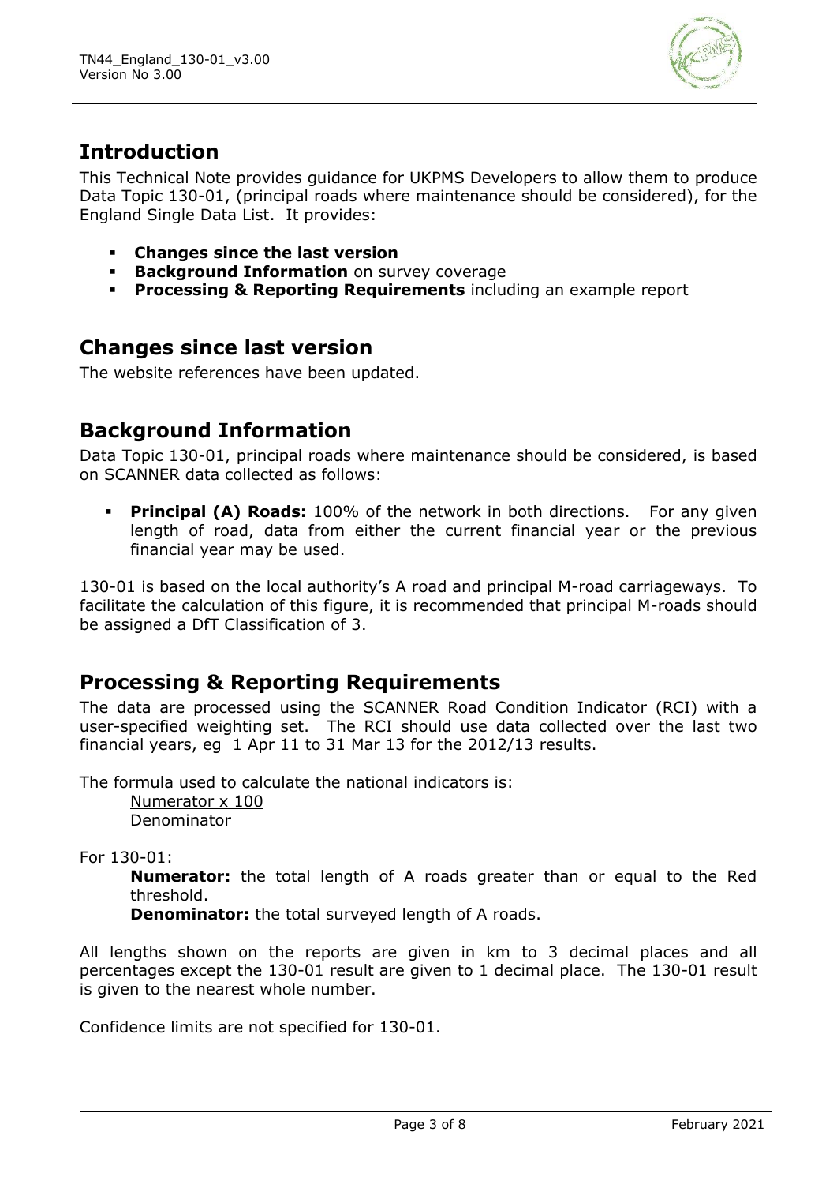## Introduction

This Technical Note provides guidance for UKPMS Developers to allow them to produce Data Topic 130-01, (principal roads where maintenance should be considered), for the England Single Data List. It provides:

- **Changes since the last version**
- **Background Information** on survey coverage
- **Processing & Reporting Requirements** including an example report

## Changes since last version

The website references have been updated.

## Background Information

Data Topic 130-01, principal roads where maintenance should be considered, is based on SCANNER data collected as follows:

- **Principal (A) Roads:** 100% of the network in both directions. For any given length of road, data from either the current financial year or the previous financial year may be used.

130-01 is based on the local authority's A road and principal M-road carriageways. To facilitate the calculation of this figure, it is recommended that principal M-roads should be assigned a DfT Classification of 3.

## Processing & Reporting Requirements

The data are processed using the SCANNER Road Condition Indicator (RCI) with a user-specified weighting set. The RCI should use data collected over the last two financial years, eg 1 Apr 11 to 31 Mar 13 for the 2012/13 results.

The formula used to calculate the national indicators is:

$$\frac{\text{Numerator} \times 100}{\text{Denominator}}$$

For 130-01:

**Numerator:** the total length of A roads greater than or equal to the Red threshold.

**Denominator:** the total surveyed length of A roads.

All lengths shown on the reports are given in km to 3 decimal places and all percentages except the 130-01 result are given to 1 decimal place. The 130-01 result is given to the nearest whole number.

Confidence limits are not specified for 130-01.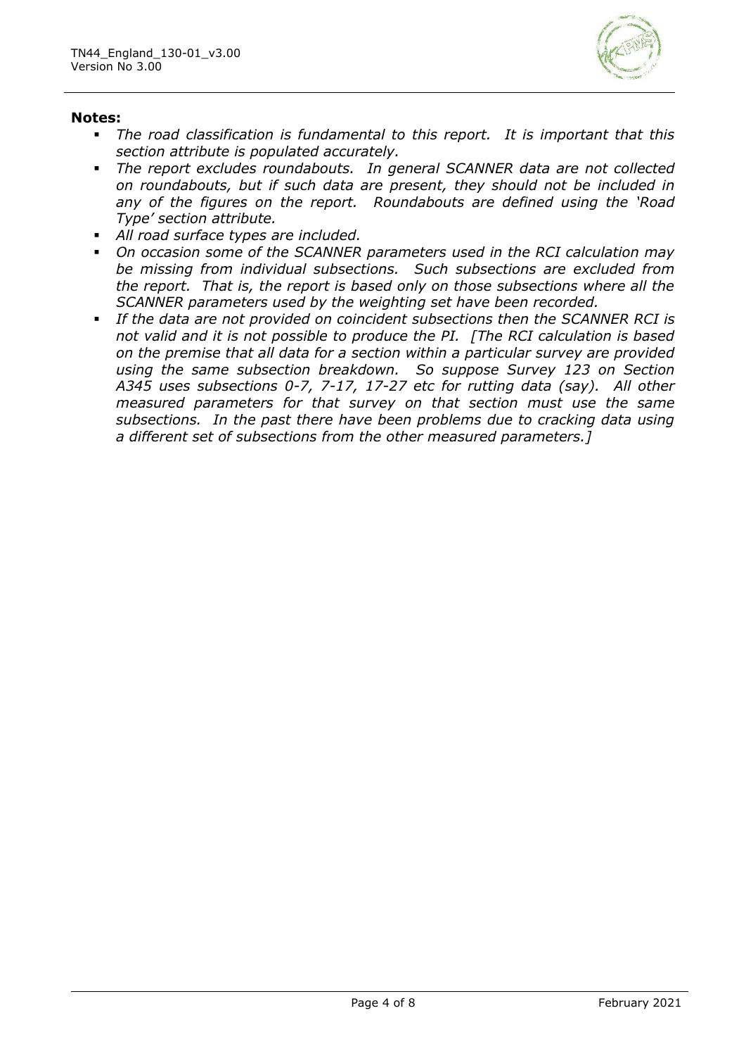**Notes:**

- *The road classification is fundamental to this report. It is important that this section attribute is populated accurately.*
- *The report excludes roundabouts. In general SCANNER data are not collected on roundabouts, but if such data are present, they should not be included in any of the figures on the report. Roundabouts are defined using the 'Road Type' section attribute.*
- *All road surface types are included.*
- *On occasion some of the SCANNER parameters used in the RCI calculation may be missing from individual subsections. Such subsections are excluded from the report. That is, the report is based only on those subsections where all the SCANNER parameters used by the weighting set have been recorded.*
- *If the data are not provided on coincident subsections then the SCANNER RCI is not valid and it is not possible to produce the PI. [The RCI calculation is based on the premise that all data for a section within a particular survey are provided using the same subsection breakdown. So suppose Survey 123 on Section A345 uses subsections 0-7, 7-17, 17-27 etc for rutting data (say). All other measured parameters for that survey on that section must use the same subsections. In the past there have been problems due to cracking data using a different set of subsections from the other measured parameters.]*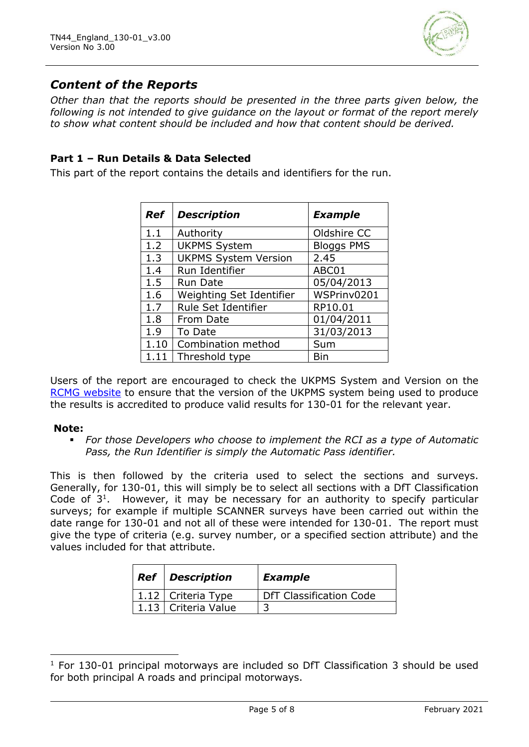## *Content of the Reports*

*Other than that the reports should be presented in the three parts given below, the following is not intended to give guidance on the layout or format of the report merely to show what content should be included and how that content should be derived.*

### Part 1 – Run Details & Data Selected

This part of the report contains the details and identifiers for the run.

| *Ref* | *Description* | *Example* |
|---|---|---|
| 1.1 | Authority | Oldshire CC |
| 1.2 | UKPMS System | Bloggs PMS |
| 1.3 | UKPMS System Version | 2.45 |
| 1.4 | Run Identifier | ABC01 |
| 1.5 | Run Date | 05/04/2013 |
| 1.6 | Weighting Set Identifier | WSPrinv0201 |
| 1.7 | Rule Set Identifier | RP10.01 |
| 1.8 | From Date | 01/04/2011 |
| 1.9 | To Date | 31/03/2013 |
| 1.10 | Combination method | Sum |
| 1.11 | Threshold type | Bin |

Users of the report are encouraged to check the UKPMS System and Version on the RCMG website to ensure that the version of the UKPMS system being used to produce the results is accredited to produce valid results for 130-01 for the relevant year.

**Note:**

- *For those Developers who choose to implement the RCI as a type of Automatic Pass, the Run Identifier is simply the Automatic Pass identifier.*

This is then followed by the criteria used to select the sections and surveys. Generally, for 130-01, this will simply be to select all sections with a DfT Classification Code of 3[1]. However, it may be necessary for an authority to specify particular surveys; for example if multiple SCANNER surveys have been carried out within the date range for 130-01 and not all of these were intended for 130-01. The report must give the type of criteria (e.g. survey number, or a specified section attribute) and the values included for that attribute.

| *Ref* | *Description* | *Example* |
|---|---|---|
| 1.12 | Criteria Type | DfT Classification Code |
| 1.13 | Criteria Value | 3 |

[1] For 130-01 principal motorways are included so DfT Classification 3 should be used for both principal A roads and principal motorways.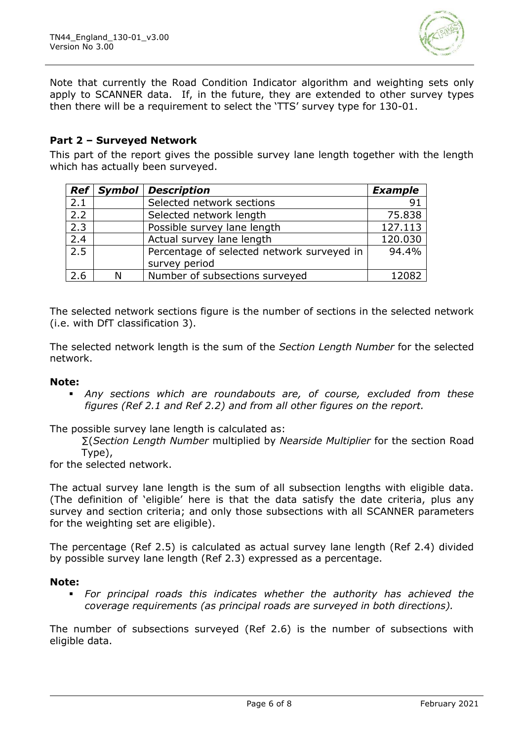Note that currently the Road Condition Indicator algorithm and weighting sets only apply to SCANNER data. If, in the future, they are extended to other survey types then there will be a requirement to select the 'TTS' survey type for 130-01.

### Part 2 – Surveyed Network

This part of the report gives the possible survey lane length together with the length which has actually been surveyed.

| *Ref* | *Symbol* | *Description* | *Example* |
|---|---|---|---|
| 2.1 | | Selected network sections | 91 |
| 2.2 | | Selected network length | 75.838 |
| 2.3 | | Possible survey lane length | 127.113 |
| 2.4 | | Actual survey lane length | 120.030 |
| 2.5 | | Percentage of selected network surveyed in survey period | 94.4% |
| 2.6 | N | Number of subsections surveyed | 12082 |

The selected network sections figure is the number of sections in the selected network (i.e. with DfT classification 3).

The selected network length is the sum of the *Section Length Number* for the selected network.

**Note:**

- *Any sections which are roundabouts are, of course, excluded from these figures (Ref 2.1 and Ref 2.2) and from all other figures on the report.*

The possible survey lane length is calculated as:

∑(*Section Length Number* multiplied by *Nearside Multiplier* for the section Road Type),

for the selected network.

The actual survey lane length is the sum of all subsection lengths with eligible data. (The definition of 'eligible' here is that the data satisfy the date criteria, plus any survey and section criteria; and only those subsections with all SCANNER parameters for the weighting set are eligible).

The percentage (Ref 2.5) is calculated as actual survey lane length (Ref 2.4) divided by possible survey lane length (Ref 2.3) expressed as a percentage.

**Note:**

- *For principal roads this indicates whether the authority has achieved the coverage requirements (as principal roads are surveyed in both directions).*

The number of subsections surveyed (Ref 2.6) is the number of subsections with eligible data.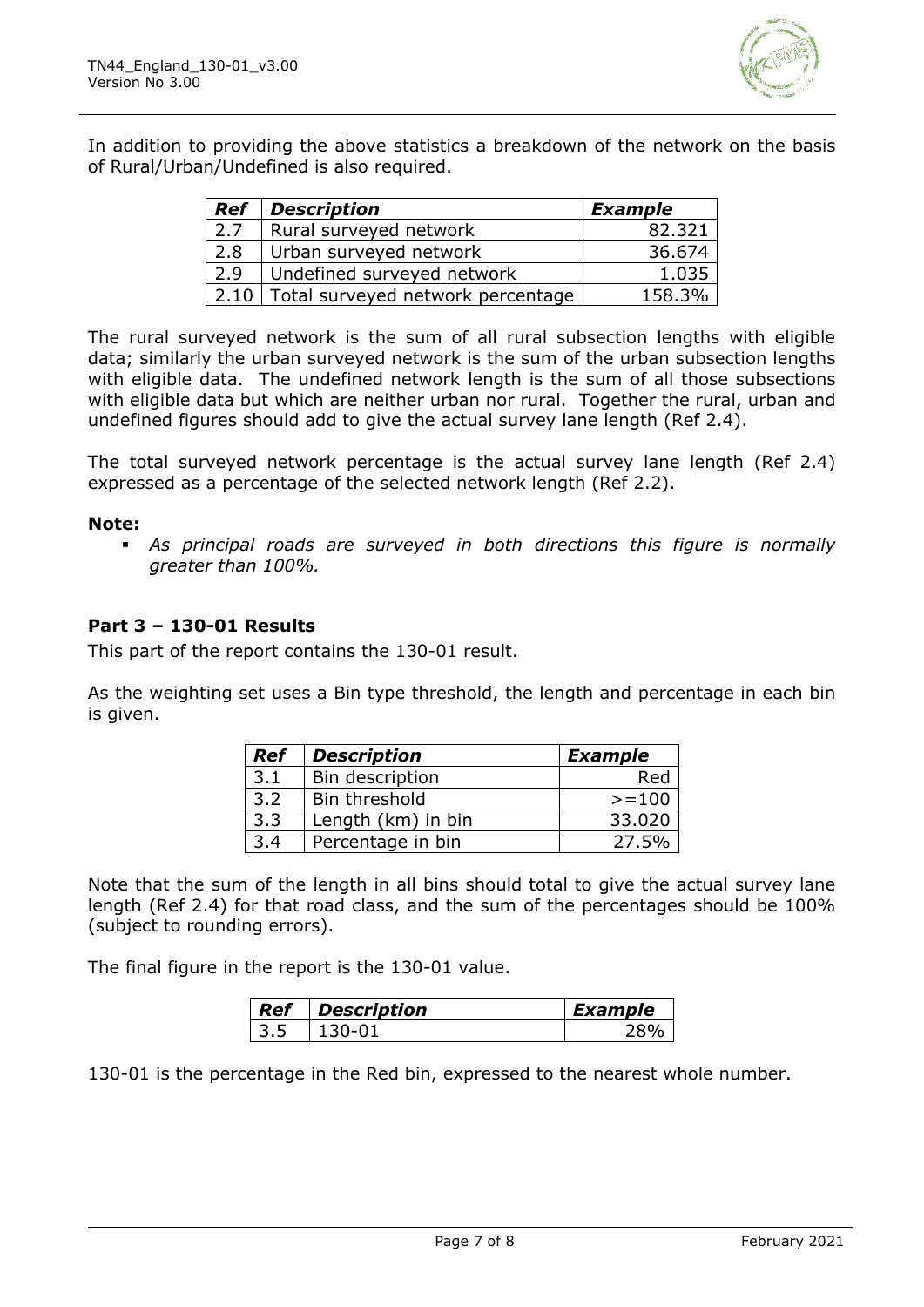In addition to providing the above statistics a breakdown of the network on the basis of Rural/Urban/Undefined is also required.

| *Ref* | *Description* | *Example* |
|---|---|---|
| 2.7 | Rural surveyed network | 82.321 |
| 2.8 | Urban surveyed network | 36.674 |
| 2.9 | Undefined surveyed network | 1.035 |
| 2.10 | Total surveyed network percentage | 158.3% |

The rural surveyed network is the sum of all rural subsection lengths with eligible data; similarly the urban surveyed network is the sum of the urban subsection lengths with eligible data. The undefined network length is the sum of all those subsections with eligible data but which are neither urban nor rural. Together the rural, urban and undefined figures should add to give the actual survey lane length (Ref 2.4).

The total surveyed network percentage is the actual survey lane length (Ref 2.4) expressed as a percentage of the selected network length (Ref 2.2).

**Note:**

- *As principal roads are surveyed in both directions this figure is normally greater than 100%.*

**Part 3 – 130-01 Results**

This part of the report contains the 130-01 result.

As the weighting set uses a Bin type threshold, the length and percentage in each bin is given.

| *Ref* | *Description* | *Example* |
|---|---|---|
| 3.1 | Bin description | Red |
| 3.2 | Bin threshold | >=100 |
| 3.3 | Length (km) in bin | 33.020 |
| 3.4 | Percentage in bin | 27.5% |

Note that the sum of the length in all bins should total to give the actual survey lane length (Ref 2.4) for that road class, and the sum of the percentages should be 100% (subject to rounding errors).

The final figure in the report is the 130-01 value.

| *Ref* | *Description* | *Example* |
|---|---|---|
| 3.5 | 130-01 | 28% |

130-01 is the percentage in the Red bin, expressed to the nearest whole number.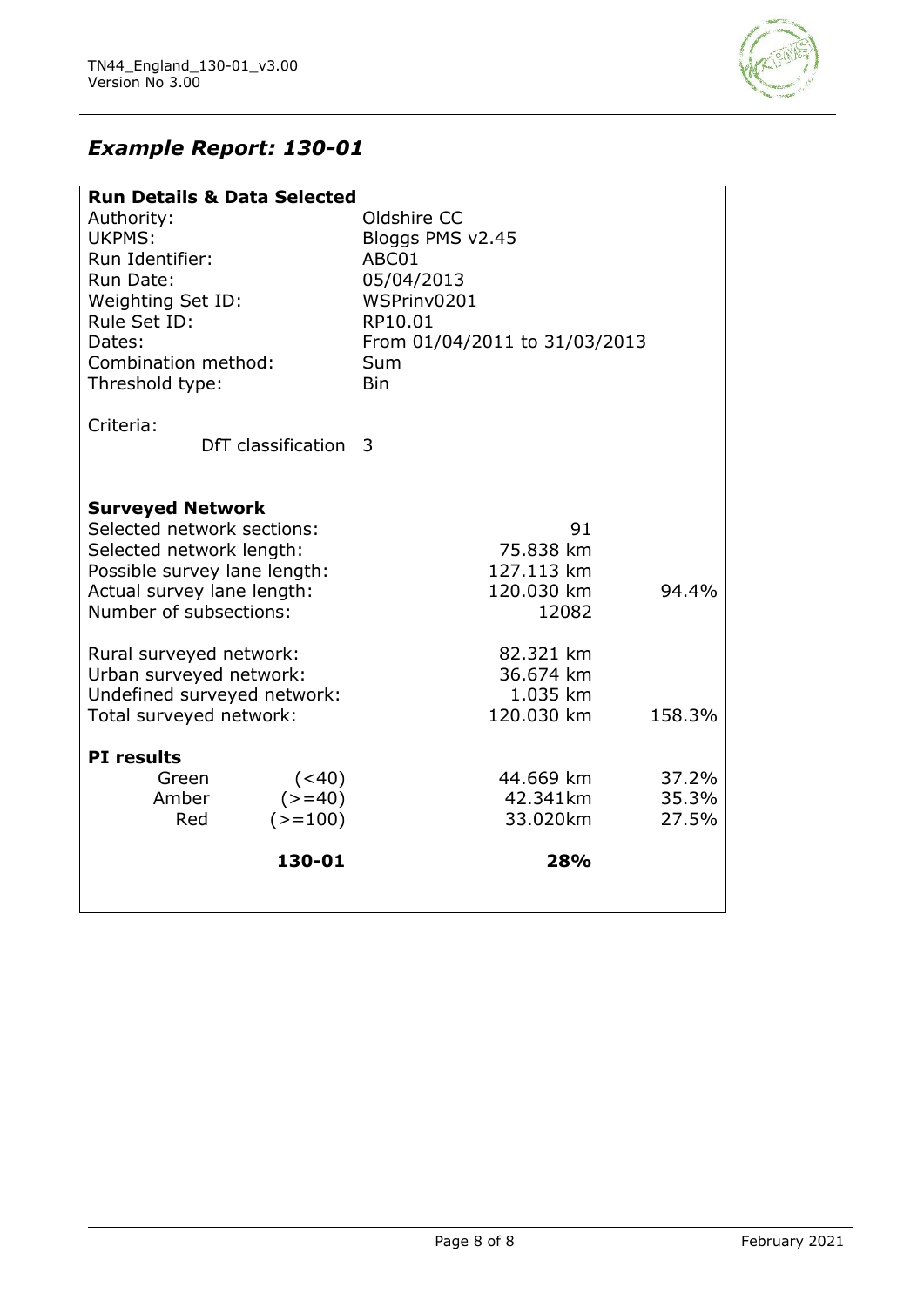## *Example Report: 130-01*

**Run Details & Data Selected**

| | | | |
|---|---|---|---|
| Authority: | Oldshire CC | | |
| UKPMS: | Bloggs PMS v2.45 | | |
| Run Identifier: | ABC01 | | |
| Run Date: | 05/04/2013 | | |
| Weighting Set ID: | WSPrinv0201 | | |
| Rule Set ID: | RP10.01 | | |
| Dates: | From 01/04/2011 to 31/03/2013 | | |
| Combination method: | Sum | | |
| Threshold type: | Bin | | |

Criteria:

DfT classification 3

**Surveyed Network**

| | | |
|---|---|---|
| Selected network sections: | 91 | |
| Selected network length: | 75.838 km | |
| Possible survey lane length: | 127.113 km | |
| Actual survey lane length: | 120.030 km | 94.4% |
| Number of subsections: | 12082 | |
| Rural surveyed network: | 82.321 km | |
| Urban surveyed network: | 36.674 km | |
| Undefined surveyed network: | 1.035 km | |
| Total surveyed network: | 120.030 km | 158.3% |

**PI results**

| | | | |
|---|---|---|---|
| Green | (<40) | 44.669 km | 37.2% |
| Amber | (>=40) | 42.341km | 35.3% |
| Red | (>=100) | 33.020km | 27.5% |
| | **130-01** | **28%** | |